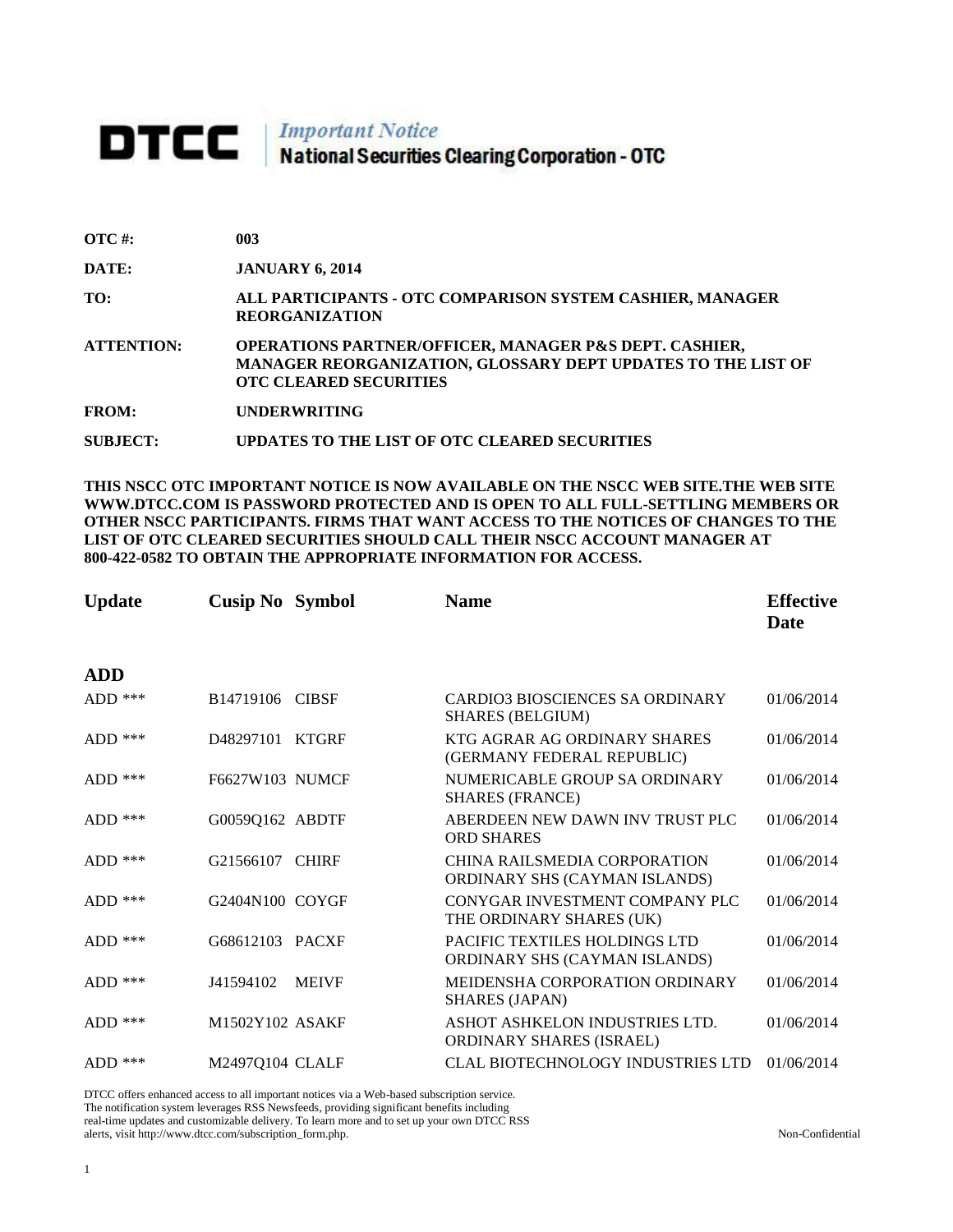# DTCC | *Important Notice* National Securities Clearing Corporation - OTC

| | |
|---|---|
| **OTC #:** | **003** |
| **DATE:** | **JANUARY 6, 2014** |
| **TO:** | **ALL PARTICIPANTS - OTC COMPARISON SYSTEM CASHIER, MANAGER REORGANIZATION** |
| **ATTENTION:** | **OPERATIONS PARTNER/OFFICER, MANAGER P&S DEPT. CASHIER, MANAGER REORGANIZATION, GLOSSARY DEPT UPDATES TO THE LIST OF OTC CLEARED SECURITIES** |
| **FROM:** | **UNDERWRITING** |
| **SUBJECT:** | **UPDATES TO THE LIST OF OTC CLEARED SECURITIES** |

**THIS NSCC OTC IMPORTANT NOTICE IS NOW AVAILABLE ON THE NSCC WEB SITE.THE WEB SITE WWW.DTCC.COM IS PASSWORD PROTECTED AND IS OPEN TO ALL FULL-SETTLING MEMBERS OR OTHER NSCC PARTICIPANTS. FIRMS THAT WANT ACCESS TO THE NOTICES OF CHANGES TO THE LIST OF OTC CLEARED SECURITIES SHOULD CALL THEIR NSCC ACCOUNT MANAGER AT 800-422-0582 TO OBTAIN THE APPROPRIATE INFORMATION FOR ACCESS.**

| **Update** | **Cusip No** | **Symbol** | **Name** | **Effective Date** |
|---|---|---|---|---|
| **ADD** | | | | |
| ADD *** | B14719106 | CIBSF | CARDIO3 BIOSCIENCES SA ORDINARY SHARES (BELGIUM) | 01/06/2014 |
| ADD *** | D48297101 | KTGRF | KTG AGRAR AG ORDINARY SHARES (GERMANY FEDERAL REPUBLIC) | 01/06/2014 |
| ADD *** | F6627W103 | NUMCF | NUMERICABLE GROUP SA ORDINARY SHARES (FRANCE) | 01/06/2014 |
| ADD *** | G0059Q162 | ABDTF | ABERDEEN NEW DAWN INV TRUST PLC ORD SHARES | 01/06/2014 |
| ADD *** | G21566107 | CHIRF | CHINA RAILSMEDIA CORPORATION ORDINARY SHS (CAYMAN ISLANDS) | 01/06/2014 |
| ADD *** | G2404N100 | COYGF | CONYGAR INVESTMENT COMPANY PLC THE ORDINARY SHARES (UK) | 01/06/2014 |
| ADD *** | G68612103 | PACXF | PACIFIC TEXTILES HOLDINGS LTD ORDINARY SHS (CAYMAN ISLANDS) | 01/06/2014 |
| ADD *** | J41594102 | MEIVF | MEIDENSHA CORPORATION ORDINARY SHARES (JAPAN) | 01/06/2014 |
| ADD *** | M1502Y102 | ASAKF | ASHOT ASHKELON INDUSTRIES LTD. ORDINARY SHARES (ISRAEL) | 01/06/2014 |
| ADD *** | M2497Q104 | CLALF | CLAL BIOTECHNOLOGY INDUSTRIES LTD | 01/06/2014 |

DTCC offers enhanced access to all important notices via a Web-based subscription service. The notification system leverages RSS Newsfeeds, providing significant benefits including real-time updates and customizable delivery. To learn more and to set up your own DTCC RSS alerts, visit http://www.dtcc.com/subscription_form.php.

Non-Confidential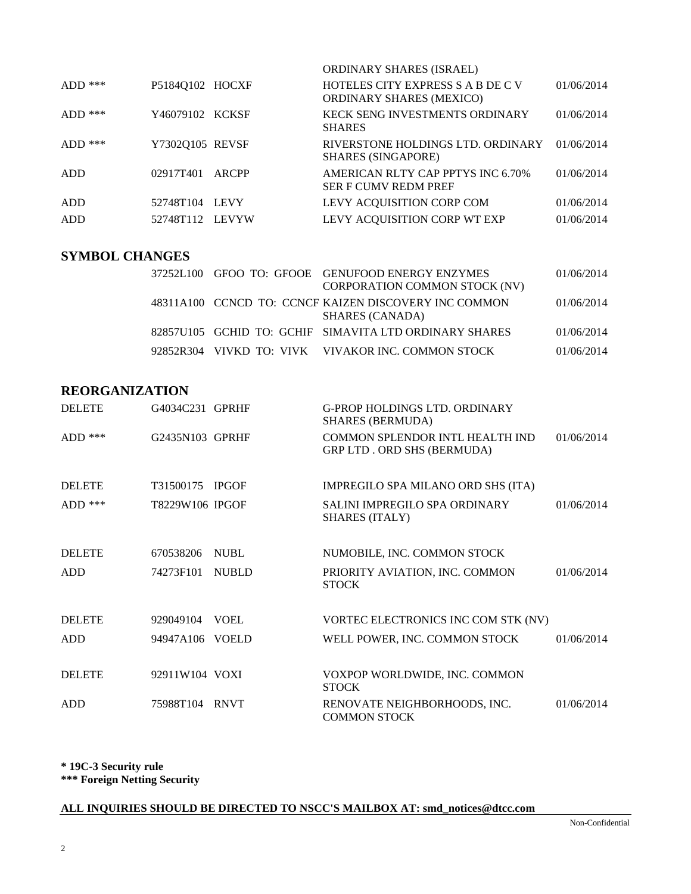| | | | | |
|---|---|---|---|---|
| | | | ORDINARY SHARES (ISRAEL) | |
| ADD *** | P5184Q102 | HOCXF | HOTELES CITY EXPRESS S A B DE C V ORDINARY SHARES (MEXICO) | 01/06/2014 |
| ADD *** | Y46079102 | KCKSF | KECK SENG INVESTMENTS ORDINARY SHARES | 01/06/2014 |
| ADD *** | Y7302Q105 | REVSF | RIVERSTONE HOLDINGS LTD. ORDINARY SHARES (SINGAPORE) | 01/06/2014 |
| ADD | 02917T401 | ARCPP | AMERICAN RLTY CAP PPTYS INC 6.70% SER F CUMV REDM PREF | 01/06/2014 |
| ADD | 52748T104 | LEVY | LEVY ACQUISITION CORP COM | 01/06/2014 |
| ADD | 52748T112 | LEVYW | LEVY ACQUISITION CORP WT EXP | 01/06/2014 |

## SYMBOL CHANGES

| | | | |
|---|---|---|---|
| 37252L100 | GFOO TO: GFOOE | GENUFOOD ENERGY ENZYMES CORPORATION COMMON STOCK (NV) | 01/06/2014 |
| 48311A100 | CCNCD TO: CCNCF | KAIZEN DISCOVERY INC COMMON SHARES (CANADA) | 01/06/2014 |
| 82857U105 | GCHID TO: GCHIF | SIMAVITA LTD ORDINARY SHARES | 01/06/2014 |
| 92852R304 | VIVKD TO: VIVK | VIVAKOR INC. COMMON STOCK | 01/06/2014 |

## REORGANIZATION

| | | | | |
|---|---|---|---|---|
| DELETE | G4034C231 | GPRHF | G-PROP HOLDINGS LTD. ORDINARY SHARES (BERMUDA) | |
| ADD *** | G2435N103 | GPRHF | COMMON SPLENDOR INTL HEALTH IND GRP LTD . ORD SHS (BERMUDA) | 01/06/2014 |
| DELETE | T31500175 | IPGOF | IMPREGILO SPA MILANO ORD SHS (ITA) | |
| ADD *** | T8229W106 | IPGOF | SALINI IMPREGILO SPA ORDINARY SHARES (ITALY) | 01/06/2014 |
| DELETE | 670538206 | NUBL | NUMOBILE, INC. COMMON STOCK | |
| ADD | 74273F101 | NUBLD | PRIORITY AVIATION, INC. COMMON STOCK | 01/06/2014 |
| DELETE | 929049104 | VOEL | VORTEC ELECTRONICS INC COM STK (NV) | |
| ADD | 94947A106 | VOELD | WELL POWER, INC. COMMON STOCK | 01/06/2014 |
| DELETE | 92911W104 | VOXI | VOXPOP WORLDWIDE, INC. COMMON STOCK | |
| ADD | 75988T104 | RNVT | RENOVATE NEIGHBORHOODS, INC. COMMON STOCK | 01/06/2014 |

**\* 19C-3 Security rule**
**\*\*\* Foreign Netting Security**

**ALL INQUIRIES SHOULD BE DIRECTED TO NSCC'S MAILBOX AT: smd_notices@dtcc.com**

Non-Confidential